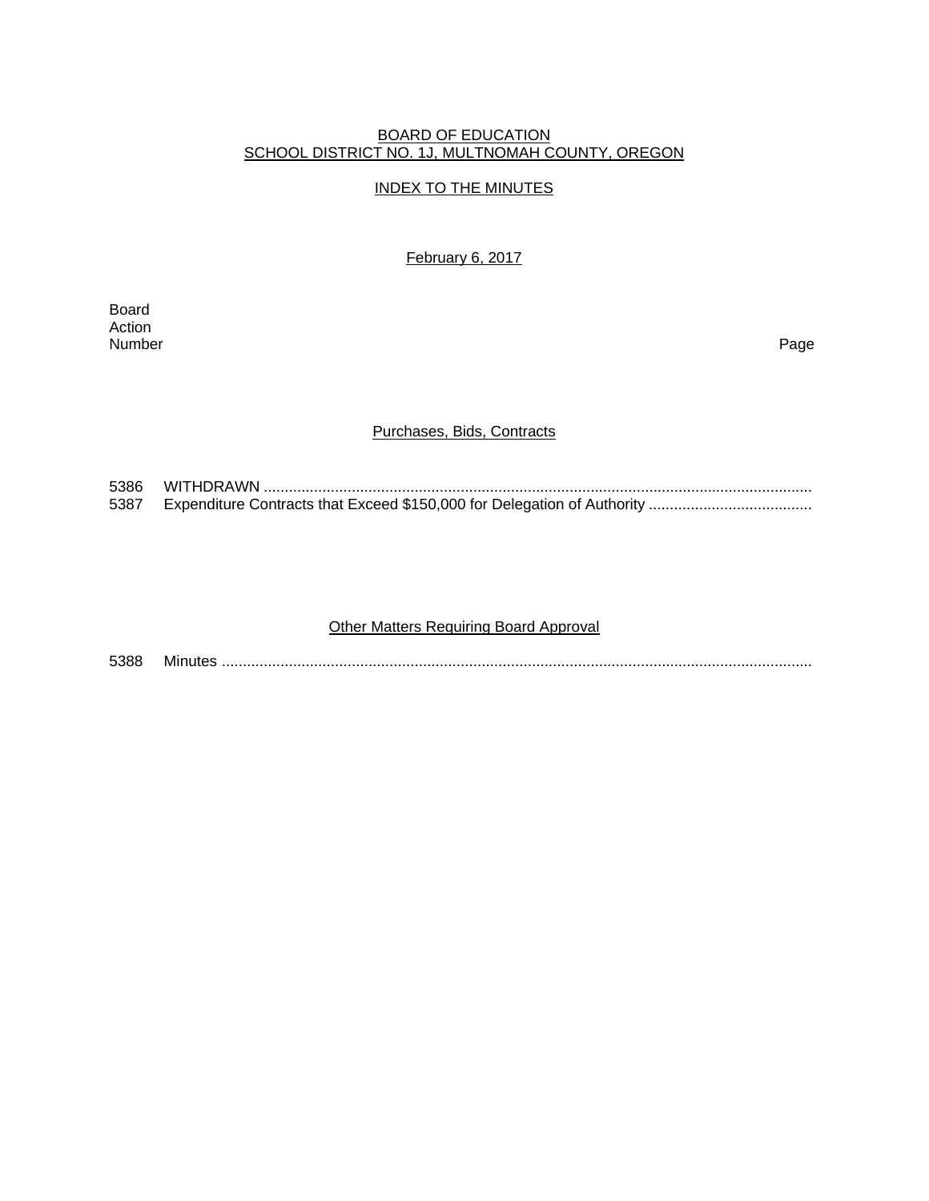# BOARD OF EDUCATION
## SCHOOL DISTRICT NO. 1J, MULTNOMAH COUNTY, OREGON

### INDEX TO THE MINUTES

February 6, 2017

Board Action Number | Page

#### Purchases, Bids, Contracts

5386 WITHDRAWN ..................................................................................................................................
5387 Expenditure Contracts that Exceed $150,000 for Delegation of Authority .......................................

#### Other Matters Requiring Board Approval

5388 Minutes ............................................................................................................................................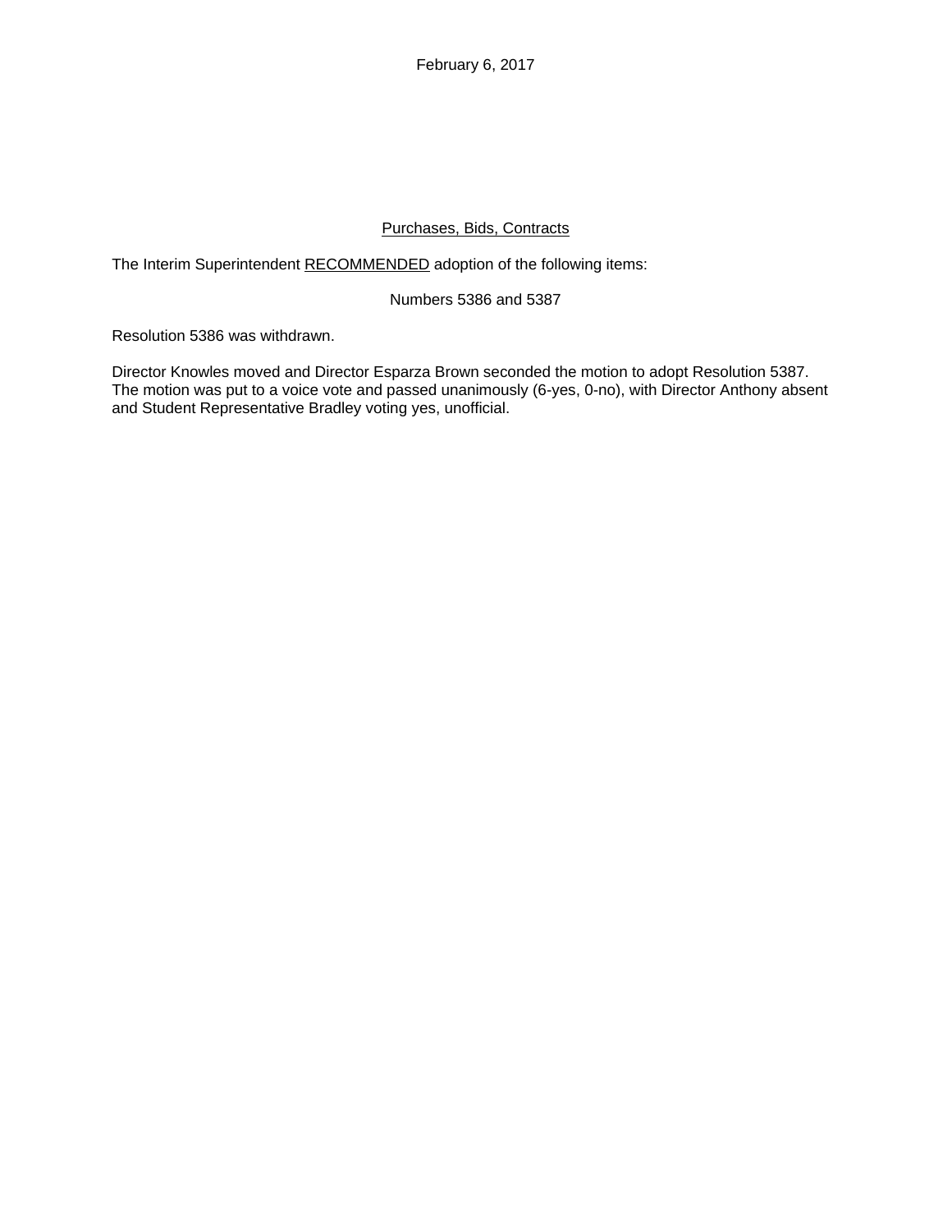February 6, 2017

## Purchases, Bids, Contracts

The Interim Superintendent RECOMMENDED adoption of the following items:

Numbers 5386 and 5387

Resolution 5386 was withdrawn.

Director Knowles moved and Director Esparza Brown seconded the motion to adopt Resolution 5387. The motion was put to a voice vote and passed unanimously (6-yes, 0-no), with Director Anthony absent and Student Representative Bradley voting yes, unofficial.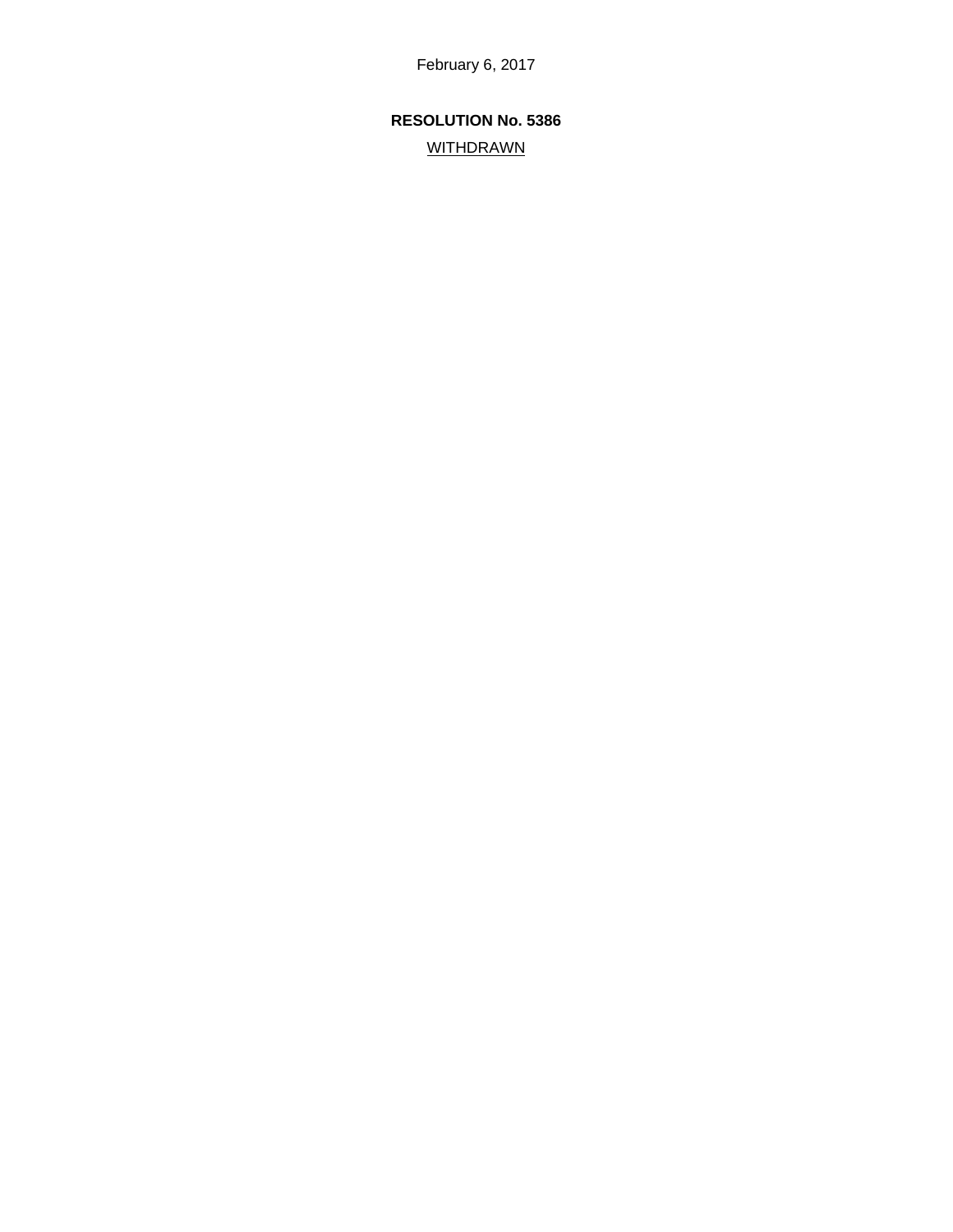February 6, 2017

**RESOLUTION No. 5386**

WITHDRAWN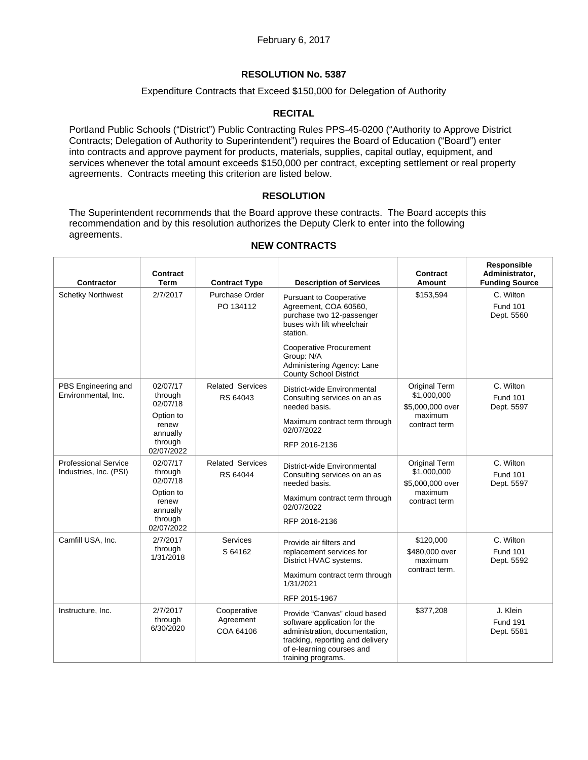February 6, 2017

## RESOLUTION No. 5387

Expenditure Contracts that Exceed $150,000 for Delegation of Authority

### RECITAL

Portland Public Schools ("District") Public Contracting Rules PPS-45-0200 ("Authority to Approve District Contracts; Delegation of Authority to Superintendent") requires the Board of Education ("Board") enter into contracts and approve payment for products, materials, supplies, capital outlay, equipment, and services whenever the total amount exceeds $150,000 per contract, excepting settlement or real property agreements. Contracts meeting this criterion are listed below.

### RESOLUTION

The Superintendent recommends that the Board approve these contracts. The Board accepts this recommendation and by this resolution authorizes the Deputy Clerk to enter into the following agreements.

### NEW CONTRACTS

| Contractor | Contract Term | Contract Type | Description of Services | Contract Amount | Responsible Administrator, Funding Source |
|---|---|---|---|---|---|
| Schetky Northwest | 2/7/2017 | Purchase Order PO 134112 | Pursuant to Cooperative Agreement, COA 60560, purchase two 12-passenger buses with lift wheelchair station. Cooperative Procurement Group: N/A Administering Agency: Lane County School District | $153,594 | C. Wilton Fund 101 Dept. 5560 |
| PBS Engineering and Environmental, Inc. | 02/07/17 through 02/07/18 Option to renew annually through 02/07/2022 | Related Services RS 64043 | District-wide Environmental Consulting services on an as needed basis. Maximum contract term through 02/07/2022 RFP 2016-2136 | Original Term $1,000,000 $5,000,000 over maximum contract term | C. Wilton Fund 101 Dept. 5597 |
| Professional Service Industries, Inc. (PSI) | 02/07/17 through 02/07/18 Option to renew annually through 02/07/2022 | Related Services RS 64044 | District-wide Environmental Consulting services on an as needed basis. Maximum contract term through 02/07/2022 RFP 2016-2136 | Original Term $1,000,000 $5,000,000 over maximum contract term | C. Wilton Fund 101 Dept. 5597 |
| Camfill USA, Inc. | 2/7/2017 through 1/31/2018 | Services S 64162 | Provide air filters and replacement services for District HVAC systems. Maximum contract term through 1/31/2021 RFP 2015-1967 | $120,000 $480,000 over maximum contract term. | C. Wilton Fund 101 Dept. 5592 |
| Instructure, Inc. | 2/7/2017 through 6/30/2020 | Cooperative Agreement COA 64106 | Provide "Canvas" cloud based software application for the administration, documentation, tracking, reporting and delivery of e-learning courses and training programs. | $377,208 | J. Klein Fund 191 Dept. 5581 |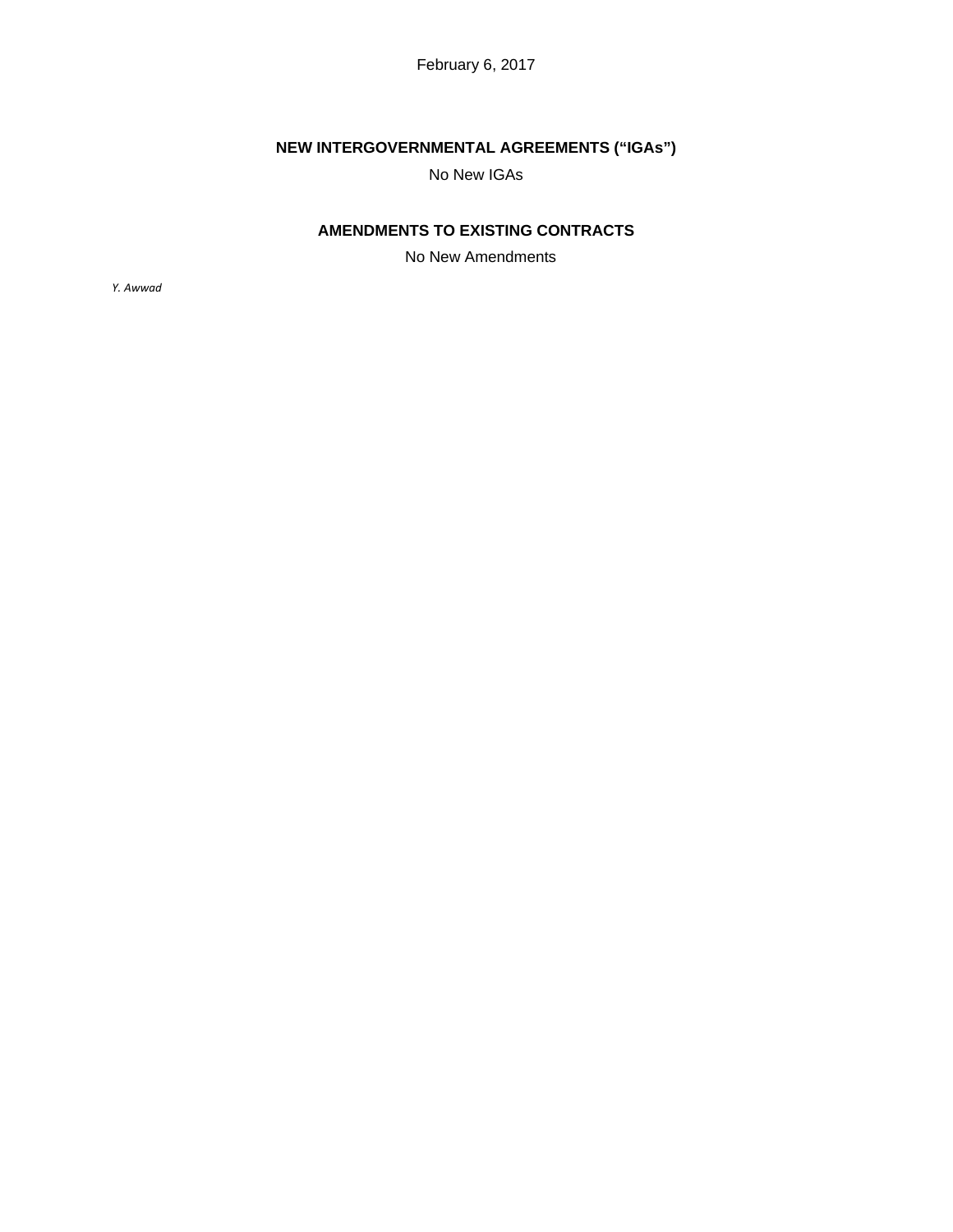February 6, 2017

## NEW INTERGOVERNMENTAL AGREEMENTS ("IGAs")

No New IGAs

## AMENDMENTS TO EXISTING CONTRACTS

No New Amendments

*Y. Awwad*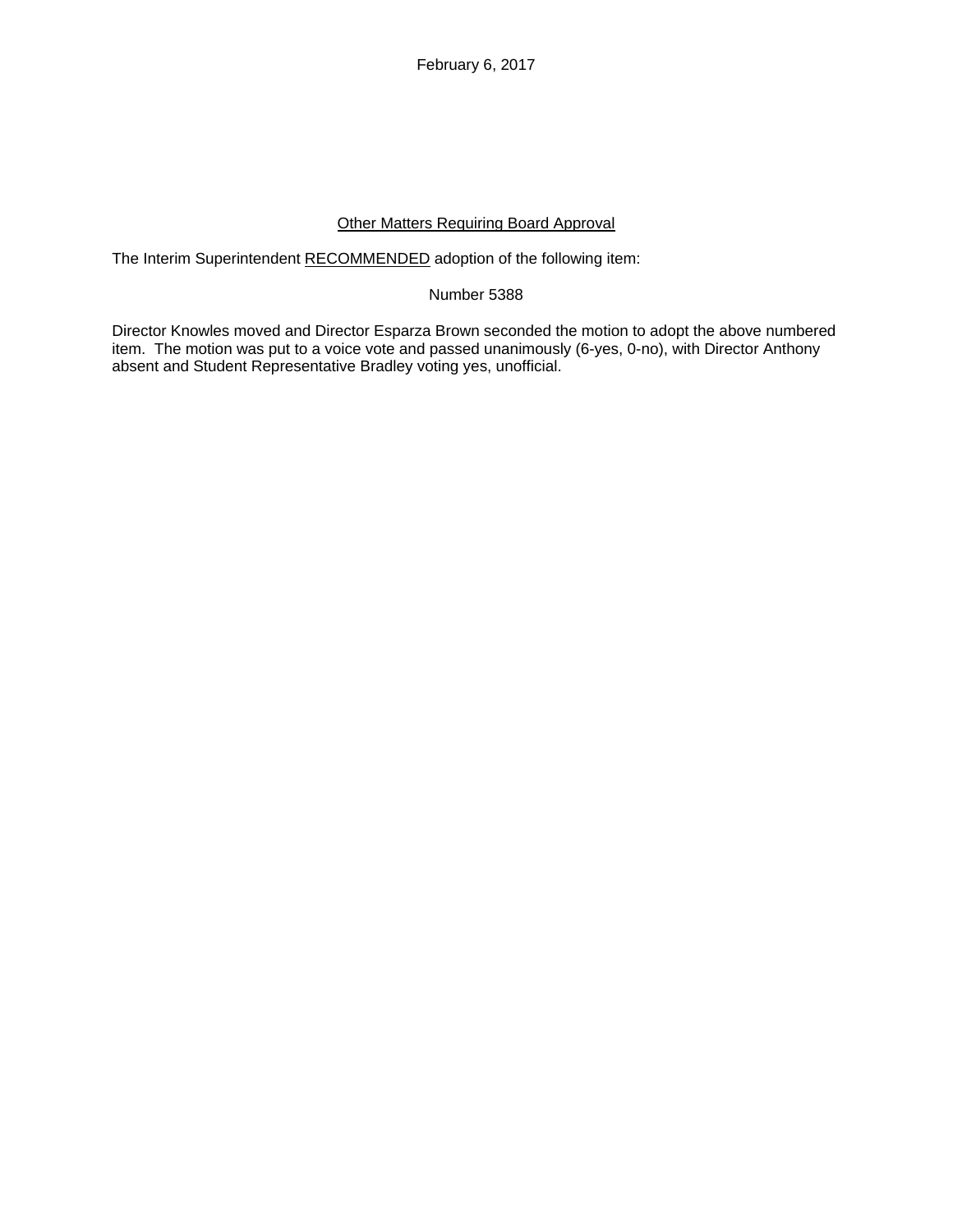February 6, 2017

Other Matters Requiring Board Approval

The Interim Superintendent RECOMMENDED adoption of the following item:

Number 5388

Director Knowles moved and Director Esparza Brown seconded the motion to adopt the above numbered item. The motion was put to a voice vote and passed unanimously (6-yes, 0-no), with Director Anthony absent and Student Representative Bradley voting yes, unofficial.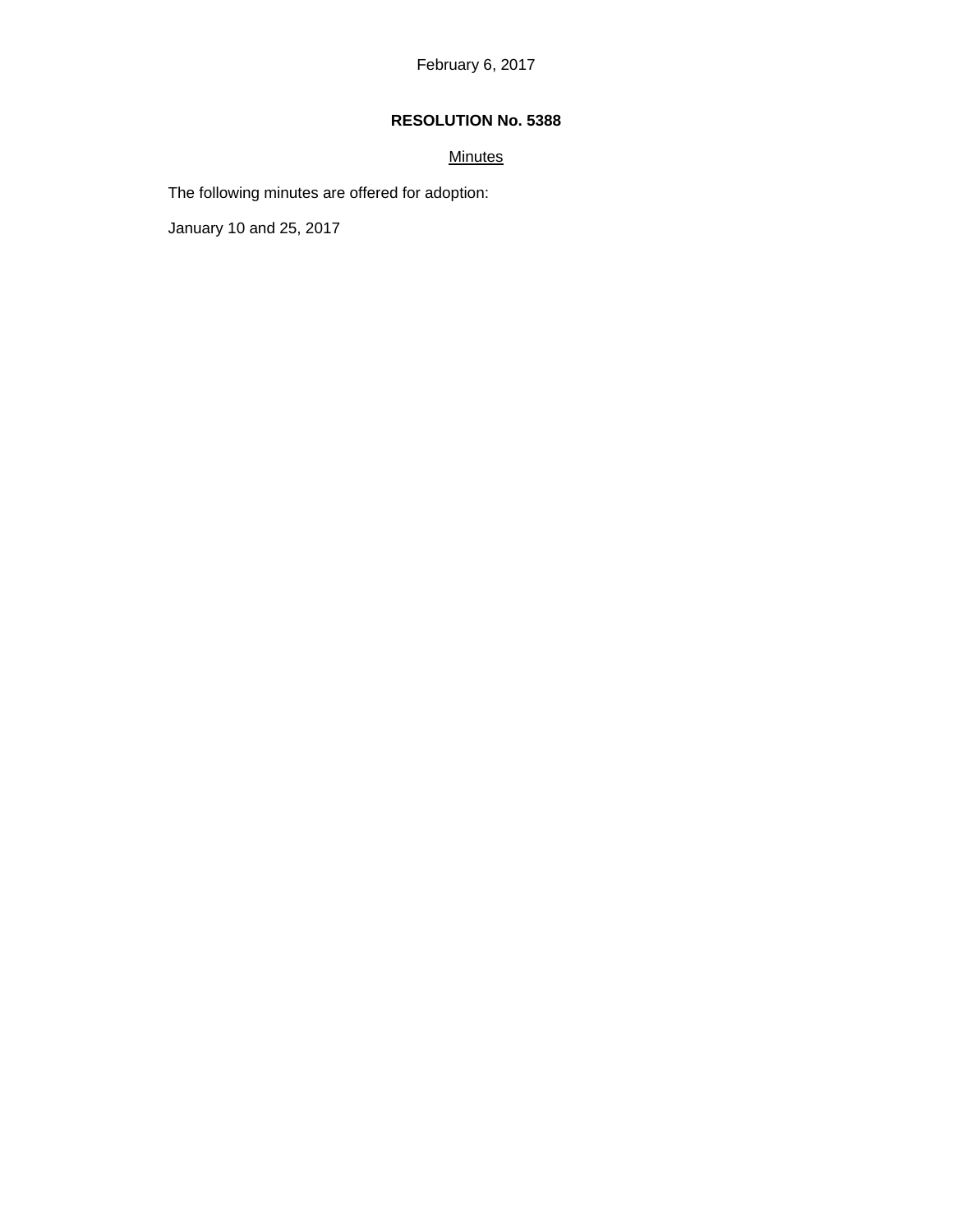February 6, 2017

**RESOLUTION No. 5388**

Minutes

The following minutes are offered for adoption:

January 10 and 25, 2017